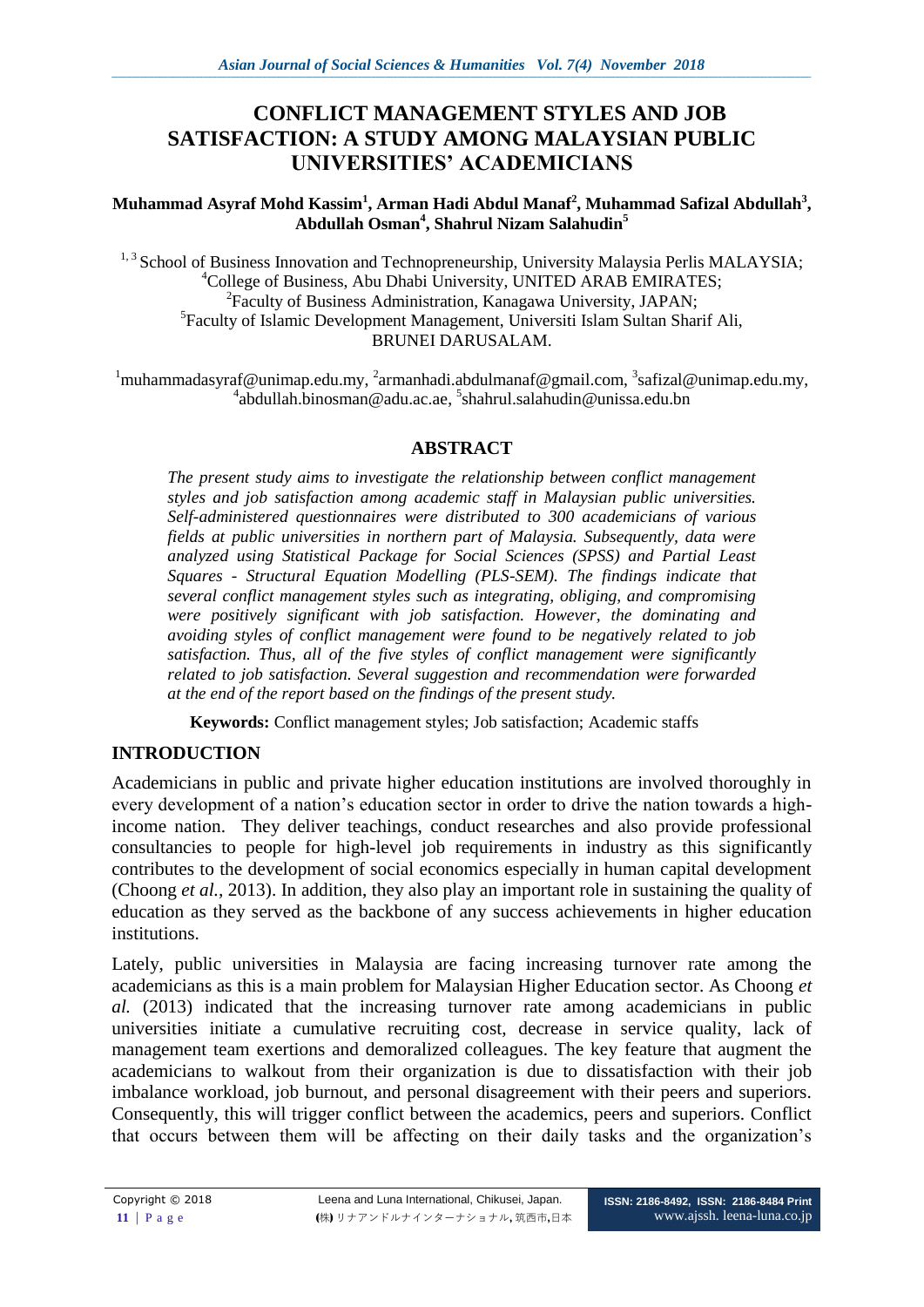# CONFLICT MANAGEMENT STYLES AND JOB SATISFACTION: A STUDY AMONG MALAYSIAN PUBLIC UNIVERSITIES' ACADEMICIANS

**Muhammad Asyraf Mohd Kassim[1], Arman Hadi Abdul Manaf[2], Muhammad Safizal Abdullah[3], Abdullah Osman[4], Shahrul Nizam Salahudin[5]**

[1, 3] School of Business Innovation and Technopreneurship, University Malaysia Perlis MALAYSIA;
[4]College of Business, Abu Dhabi University, UNITED ARAB EMIRATES;
[2]Faculty of Business Administration, Kanagawa University, JAPAN;
[5]Faculty of Islamic Development Management, Universiti Islam Sultan Sharif Ali, BRUNEI DARUSALAM.

[1]muhammadasyraf@unimap.edu.my, [2]armanhadi.abdulmanaf@gmail.com, [3]safizal@unimap.edu.my, [4]abdullah.binosman@adu.ac.ae, [5]shahrul.salahudin@unissa.edu.bn

## ABSTRACT

*The present study aims to investigate the relationship between conflict management styles and job satisfaction among academic staff in Malaysian public universities. Self-administered questionnaires were distributed to 300 academicians of various fields at public universities in northern part of Malaysia. Subsequently, data were analyzed using Statistical Package for Social Sciences (SPSS) and Partial Least Squares - Structural Equation Modelling (PLS-SEM). The findings indicate that several conflict management styles such as integrating, obliging, and compromising were positively significant with job satisfaction. However, the dominating and avoiding styles of conflict management were found to be negatively related to job satisfaction. Thus, all of the five styles of conflict management were significantly related to job satisfaction. Several suggestion and recommendation were forwarded at the end of the report based on the findings of the present study.*

**Keywords:** Conflict management styles; Job satisfaction; Academic staffs

## INTRODUCTION

Academicians in public and private higher education institutions are involved thoroughly in every development of a nation's education sector in order to drive the nation towards a high-income nation. They deliver teachings, conduct researches and also provide professional consultancies to people for high-level job requirements in industry as this significantly contributes to the development of social economics especially in human capital development (Choong *et al.*, 2013). In addition, they also play an important role in sustaining the quality of education as they served as the backbone of any success achievements in higher education institutions.

Lately, public universities in Malaysia are facing increasing turnover rate among the academicians as this is a main problem for Malaysian Higher Education sector. As Choong *et al.* (2013) indicated that the increasing turnover rate among academicians in public universities initiate a cumulative recruiting cost, decrease in service quality, lack of management team exertions and demoralized colleagues. The key feature that augment the academicians to walkout from their organization is due to dissatisfaction with their job imbalance workload, job burnout, and personal disagreement with their peers and superiors. Consequently, this will trigger conflict between the academics, peers and superiors. Conflict that occurs between them will be affecting on their daily tasks and the organization's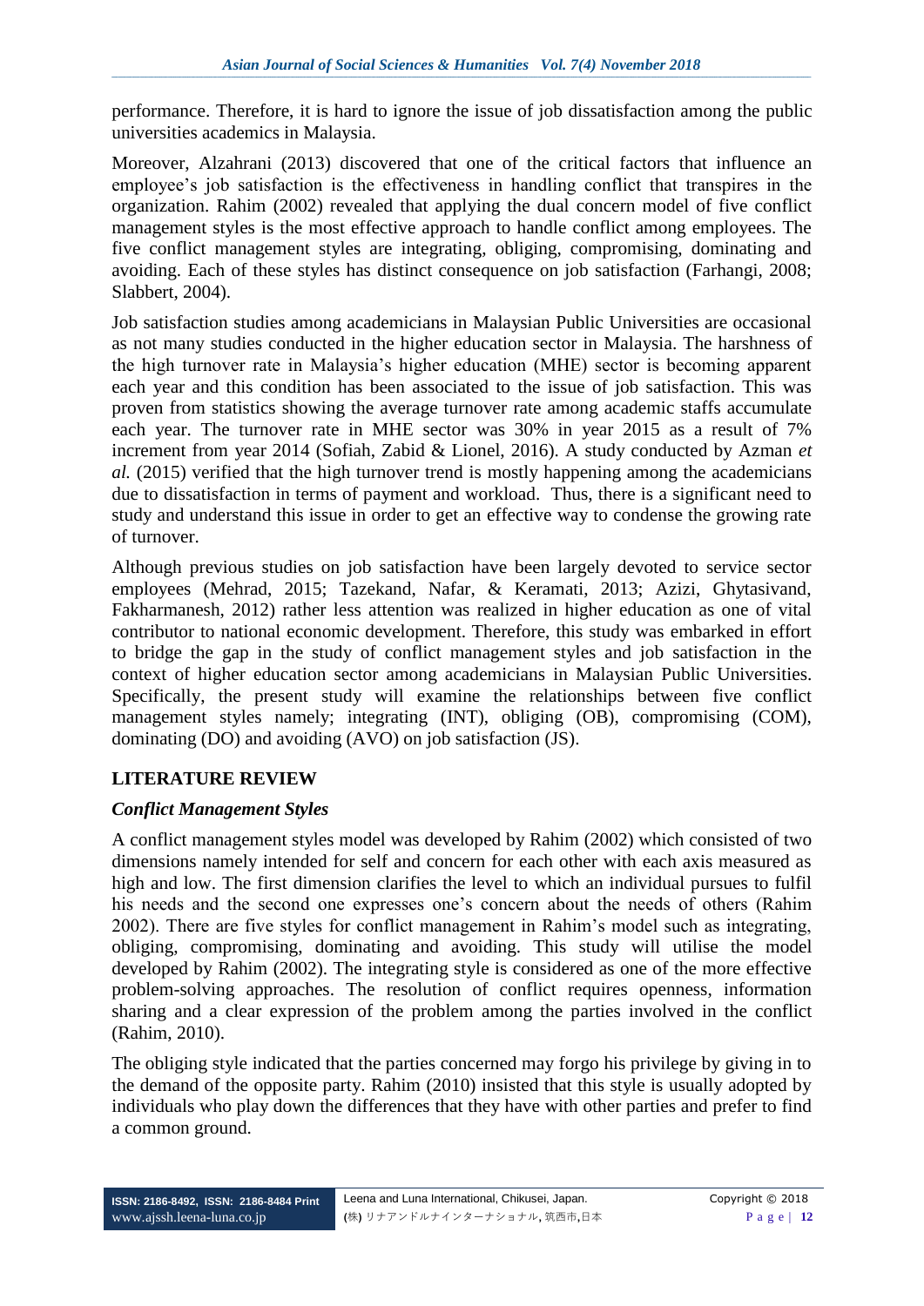performance. Therefore, it is hard to ignore the issue of job dissatisfaction among the public universities academics in Malaysia.

Moreover, Alzahrani (2013) discovered that one of the critical factors that influence an employee's job satisfaction is the effectiveness in handling conflict that transpires in the organization. Rahim (2002) revealed that applying the dual concern model of five conflict management styles is the most effective approach to handle conflict among employees. The five conflict management styles are integrating, obliging, compromising, dominating and avoiding. Each of these styles has distinct consequence on job satisfaction (Farhangi, 2008; Slabbert, 2004).

Job satisfaction studies among academicians in Malaysian Public Universities are occasional as not many studies conducted in the higher education sector in Malaysia. The harshness of the high turnover rate in Malaysia's higher education (MHE) sector is becoming apparent each year and this condition has been associated to the issue of job satisfaction. This was proven from statistics showing the average turnover rate among academic staffs accumulate each year. The turnover rate in MHE sector was 30% in year 2015 as a result of 7% increment from year 2014 (Sofiah, Zabid & Lionel, 2016). A study conducted by Azman *et al.* (2015) verified that the high turnover trend is mostly happening among the academicians due to dissatisfaction in terms of payment and workload. Thus, there is a significant need to study and understand this issue in order to get an effective way to condense the growing rate of turnover.

Although previous studies on job satisfaction have been largely devoted to service sector employees (Mehrad, 2015; Tazekand, Nafar, & Keramati, 2013; Azizi, Ghytasivand, Fakharmanesh, 2012) rather less attention was realized in higher education as one of vital contributor to national economic development. Therefore, this study was embarked in effort to bridge the gap in the study of conflict management styles and job satisfaction in the context of higher education sector among academicians in Malaysian Public Universities. Specifically, the present study will examine the relationships between five conflict management styles namely; integrating (INT), obliging (OB), compromising (COM), dominating (DO) and avoiding (AVO) on job satisfaction (JS).

## LITERATURE REVIEW

### *Conflict Management Styles*

A conflict management styles model was developed by Rahim (2002) which consisted of two dimensions namely intended for self and concern for each other with each axis measured as high and low. The first dimension clarifies the level to which an individual pursues to fulfil his needs and the second one expresses one's concern about the needs of others (Rahim 2002). There are five styles for conflict management in Rahim's model such as integrating, obliging, compromising, dominating and avoiding. This study will utilise the model developed by Rahim (2002). The integrating style is considered as one of the more effective problem-solving approaches. The resolution of conflict requires openness, information sharing and a clear expression of the problem among the parties involved in the conflict (Rahim, 2010).

The obliging style indicated that the parties concerned may forgo his privilege by giving in to the demand of the opposite party. Rahim (2010) insisted that this style is usually adopted by individuals who play down the differences that they have with other parties and prefer to find a common ground.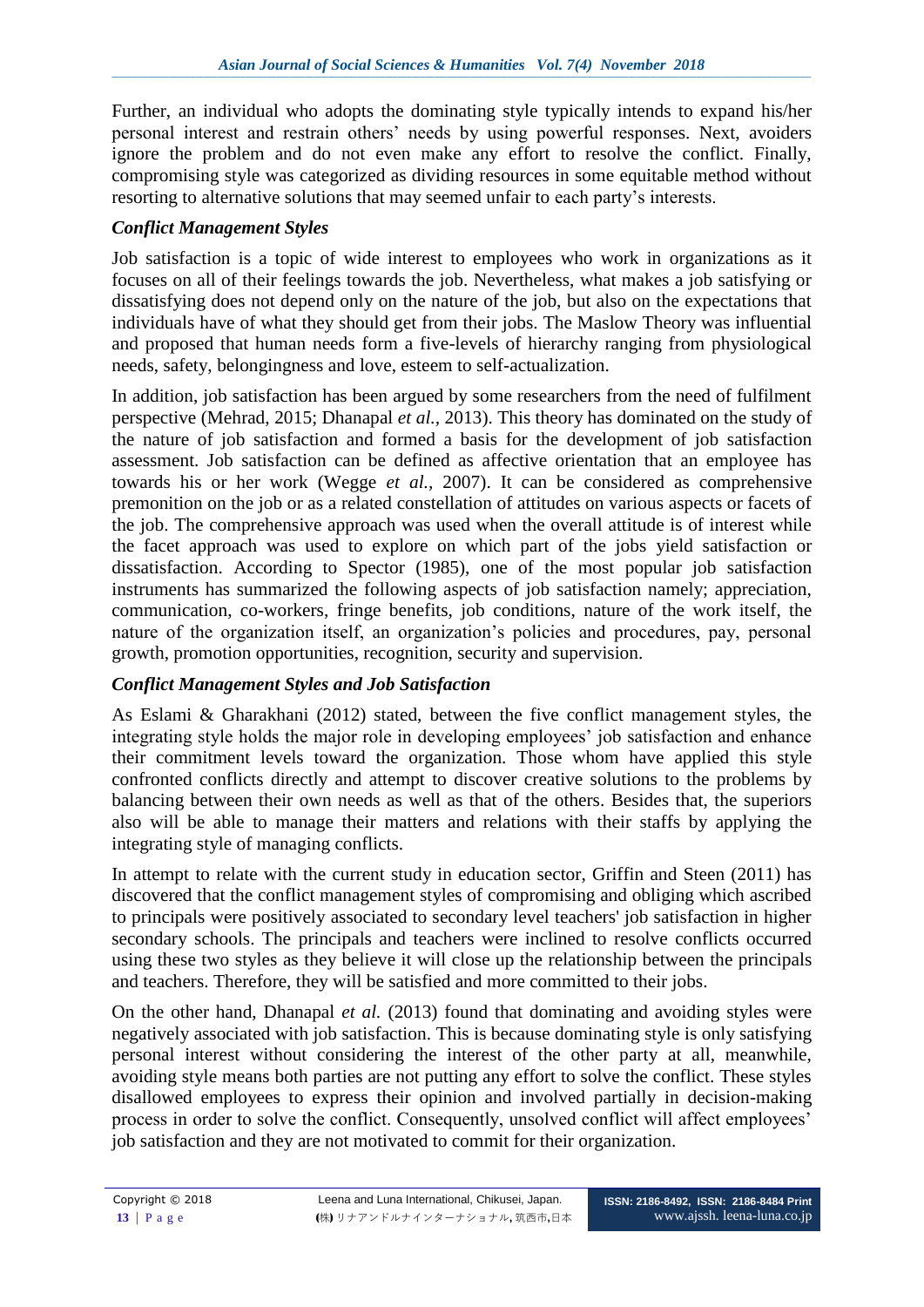Further, an individual who adopts the dominating style typically intends to expand his/her personal interest and restrain others' needs by using powerful responses. Next, avoiders ignore the problem and do not even make any effort to resolve the conflict. Finally, compromising style was categorized as dividing resources in some equitable method without resorting to alternative solutions that may seemed unfair to each party's interests.

### *Conflict Management Styles*

Job satisfaction is a topic of wide interest to employees who work in organizations as it focuses on all of their feelings towards the job. Nevertheless, what makes a job satisfying or dissatisfying does not depend only on the nature of the job, but also on the expectations that individuals have of what they should get from their jobs. The Maslow Theory was influential and proposed that human needs form a five-levels of hierarchy ranging from physiological needs, safety, belongingness and love, esteem to self-actualization.

In addition, job satisfaction has been argued by some researchers from the need of fulfilment perspective (Mehrad, 2015; Dhanapal *et al.,* 2013). This theory has dominated on the study of the nature of job satisfaction and formed a basis for the development of job satisfaction assessment. Job satisfaction can be defined as affective orientation that an employee has towards his or her work (Wegge *et al.,* 2007). It can be considered as comprehensive premonition on the job or as a related constellation of attitudes on various aspects or facets of the job. The comprehensive approach was used when the overall attitude is of interest while the facet approach was used to explore on which part of the jobs yield satisfaction or dissatisfaction. According to Spector (1985), one of the most popular job satisfaction instruments has summarized the following aspects of job satisfaction namely; appreciation, communication, co-workers, fringe benefits, job conditions, nature of the work itself, the nature of the organization itself, an organization's policies and procedures, pay, personal growth, promotion opportunities, recognition, security and supervision.

### *Conflict Management Styles and Job Satisfaction*

As Eslami & Gharakhani (2012) stated, between the five conflict management styles, the integrating style holds the major role in developing employees' job satisfaction and enhance their commitment levels toward the organization. Those whom have applied this style confronted conflicts directly and attempt to discover creative solutions to the problems by balancing between their own needs as well as that of the others. Besides that, the superiors also will be able to manage their matters and relations with their staffs by applying the integrating style of managing conflicts.

In attempt to relate with the current study in education sector, Griffin and Steen (2011) has discovered that the conflict management styles of compromising and obliging which ascribed to principals were positively associated to secondary level teachers' job satisfaction in higher secondary schools. The principals and teachers were inclined to resolve conflicts occurred using these two styles as they believe it will close up the relationship between the principals and teachers. Therefore, they will be satisfied and more committed to their jobs.

On the other hand, Dhanapal *et al.* (2013) found that dominating and avoiding styles were negatively associated with job satisfaction. This is because dominating style is only satisfying personal interest without considering the interest of the other party at all, meanwhile, avoiding style means both parties are not putting any effort to solve the conflict. These styles disallowed employees to express their opinion and involved partially in decision-making process in order to solve the conflict. Consequently, unsolved conflict will affect employees' job satisfaction and they are not motivated to commit for their organization.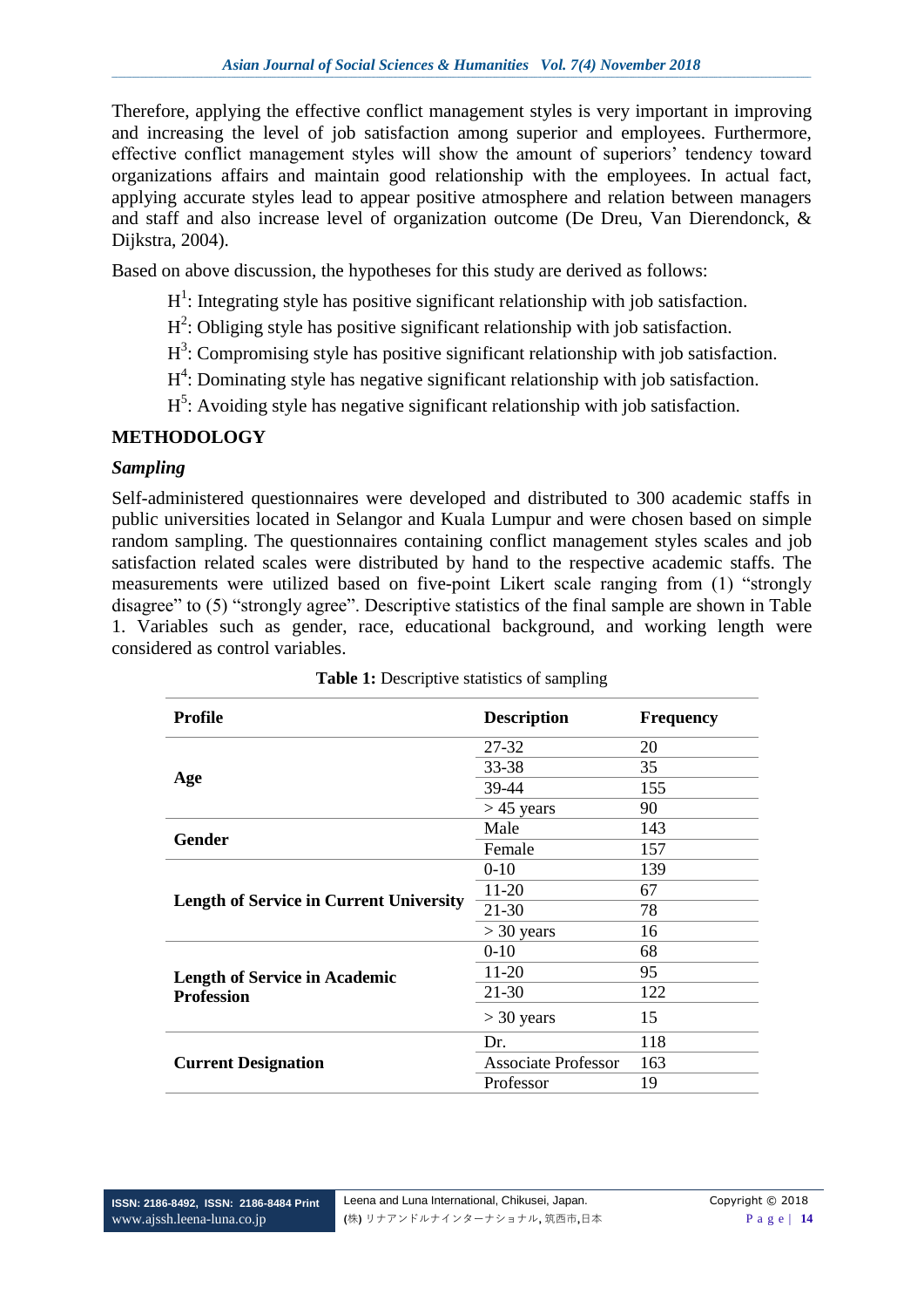Therefore, applying the effective conflict management styles is very important in improving and increasing the level of job satisfaction among superior and employees. Furthermore, effective conflict management styles will show the amount of superiors' tendency toward organizations affairs and maintain good relationship with the employees. In actual fact, applying accurate styles lead to appear positive atmosphere and relation between managers and staff and also increase level of organization outcome (De Dreu, Van Dierendonck, & Dijkstra, 2004).

Based on above discussion, the hypotheses for this study are derived as follows:

- $H^1$: Integrating style has positive significant relationship with job satisfaction.
- $H^2$: Obliging style has positive significant relationship with job satisfaction.
- $H^3$: Compromising style has positive significant relationship with job satisfaction.
- $H^4$: Dominating style has negative significant relationship with job satisfaction.
- $H^5$: Avoiding style has negative significant relationship with job satisfaction.

## METHODOLOGY

### *Sampling*

Self-administered questionnaires were developed and distributed to 300 academic staffs in public universities located in Selangor and Kuala Lumpur and were chosen based on simple random sampling. The questionnaires containing conflict management styles scales and job satisfaction related scales were distributed by hand to the respective academic staffs. The measurements were utilized based on five-point Likert scale ranging from (1) "strongly disagree" to (5) "strongly agree". Descriptive statistics of the final sample are shown in Table 1. Variables such as gender, race, educational background, and working length were considered as control variables.

**Table 1:** Descriptive statistics of sampling

| Profile | Description | Frequency |
|---|---|---|
| **Age** | 27-32 | 20 |
| | 33-38 | 35 |
| | 39-44 | 155 |
| | > 45 years | 90 |
| **Gender** | Male | 143 |
| | Female | 157 |
| **Length of Service in Current University** | 0-10 | 139 |
| | 11-20 | 67 |
| | 21-30 | 78 |
| | > 30 years | 16 |
| **Length of Service in Academic Profession** | 0-10 | 68 |
| | 11-20 | 95 |
| | 21-30 | 122 |
| | > 30 years | 15 |
| **Current Designation** | Dr. | 118 |
| | Associate Professor | 163 |
| | Professor | 19 |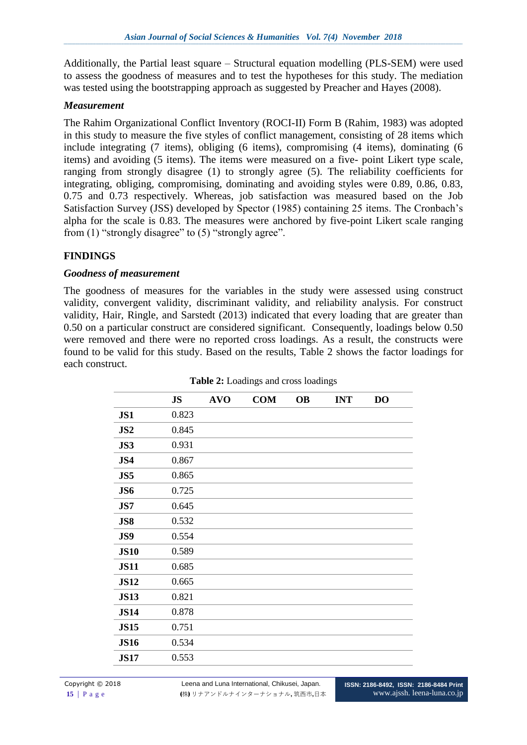Additionally, the Partial least square – Structural equation modelling (PLS-SEM) were used to assess the goodness of measures and to test the hypotheses for this study. The mediation was tested using the bootstrapping approach as suggested by Preacher and Hayes (2008).

### *Measurement*

The Rahim Organizational Conflict Inventory (ROCI-II) Form B (Rahim, 1983) was adopted in this study to measure the five styles of conflict management, consisting of 28 items which include integrating (7 items), obliging (6 items), compromising (4 items), dominating (6 items) and avoiding (5 items). The items were measured on a five- point Likert type scale, ranging from strongly disagree (1) to strongly agree (5). The reliability coefficients for integrating, obliging, compromising, dominating and avoiding styles were 0.89, 0.86, 0.83, 0.75 and 0.73 respectively. Whereas, job satisfaction was measured based on the Job Satisfaction Survey (JSS) developed by Spector (1985) containing 25 items. The Cronbach's alpha for the scale is 0.83. The measures were anchored by five-point Likert scale ranging from (1) "strongly disagree" to (5) "strongly agree".

## FINDINGS

### *Goodness of measurement*

The goodness of measures for the variables in the study were assessed using construct validity, convergent validity, discriminant validity, and reliability analysis. For construct validity, Hair, Ringle, and Sarstedt (2013) indicated that every loading that are greater than 0.50 on a particular construct are considered significant. Consequently, loadings below 0.50 were removed and there were no reported cross loadings. As a result, the constructs were found to be valid for this study. Based on the results, Table 2 shows the factor loadings for each construct.

**Table 2:** Loadings and cross loadings

| | JS | AVO | COM | OB | INT | DO |
|---|---|---|---|---|---|---|
| **JS1** | 0.823 | | | | | |
| **JS2** | 0.845 | | | | | |
| **JS3** | 0.931 | | | | | |
| **JS4** | 0.867 | | | | | |
| **JS5** | 0.865 | | | | | |
| **JS6** | 0.725 | | | | | |
| **JS7** | 0.645 | | | | | |
| **JS8** | 0.532 | | | | | |
| **JS9** | 0.554 | | | | | |
| **JS10** | 0.589 | | | | | |
| **JS11** | 0.685 | | | | | |
| **JS12** | 0.665 | | | | | |
| **JS13** | 0.821 | | | | | |
| **JS14** | 0.878 | | | | | |
| **JS15** | 0.751 | | | | | |
| **JS16** | 0.534 | | | | | |
| **JS17** | 0.553 | | | | | |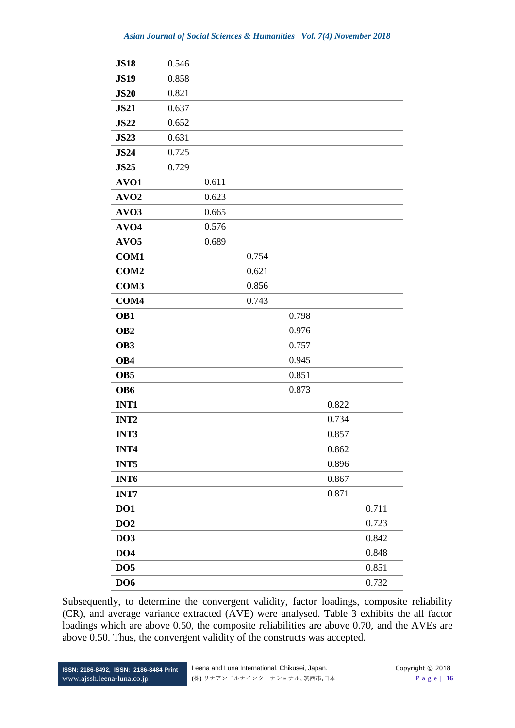| | | | | | | |
|---|---|---|---|---|---|---|
| **JS18** | 0.546 | | | | | |
| **JS19** | 0.858 | | | | | |
| **JS20** | 0.821 | | | | | |
| **JS21** | 0.637 | | | | | |
| **JS22** | 0.652 | | | | | |
| **JS23** | 0.631 | | | | | |
| **JS24** | 0.725 | | | | | |
| **JS25** | 0.729 | | | | | |
| **AVO1** | | 0.611 | | | | |
| **AVO2** | | 0.623 | | | | |
| **AVO3** | | 0.665 | | | | |
| **AVO4** | | 0.576 | | | | |
| **AVO5** | | 0.689 | | | | |
| **COM1** | | | 0.754 | | | |
| **COM2** | | | 0.621 | | | |
| **COM3** | | | 0.856 | | | |
| **COM4** | | | 0.743 | | | |
| **OB1** | | | | 0.798 | | |
| **OB2** | | | | 0.976 | | |
| **OB3** | | | | 0.757 | | |
| **OB4** | | | | 0.945 | | |
| **OB5** | | | | 0.851 | | |
| **OB6** | | | | 0.873 | | |
| **INT1** | | | | | 0.822 | |
| **INT2** | | | | | 0.734 | |
| **INT3** | | | | | 0.857 | |
| **INT4** | | | | | 0.862 | |
| **INT5** | | | | | 0.896 | |
| **INT6** | | | | | 0.867 | |
| **INT7** | | | | | 0.871 | |
| **DO1** | | | | | | 0.711 |
| **DO2** | | | | | | 0.723 |
| **DO3** | | | | | | 0.842 |
| **DO4** | | | | | | 0.848 |
| **DO5** | | | | | | 0.851 |
| **DO6** | | | | | | 0.732 |

Subsequently, to determine the convergent validity, factor loadings, composite reliability (CR), and average variance extracted (AVE) were analysed. Table 3 exhibits the all factor loadings which are above 0.50, the composite reliabilities are above 0.70, and the AVEs are above 0.50. Thus, the convergent validity of the constructs was accepted.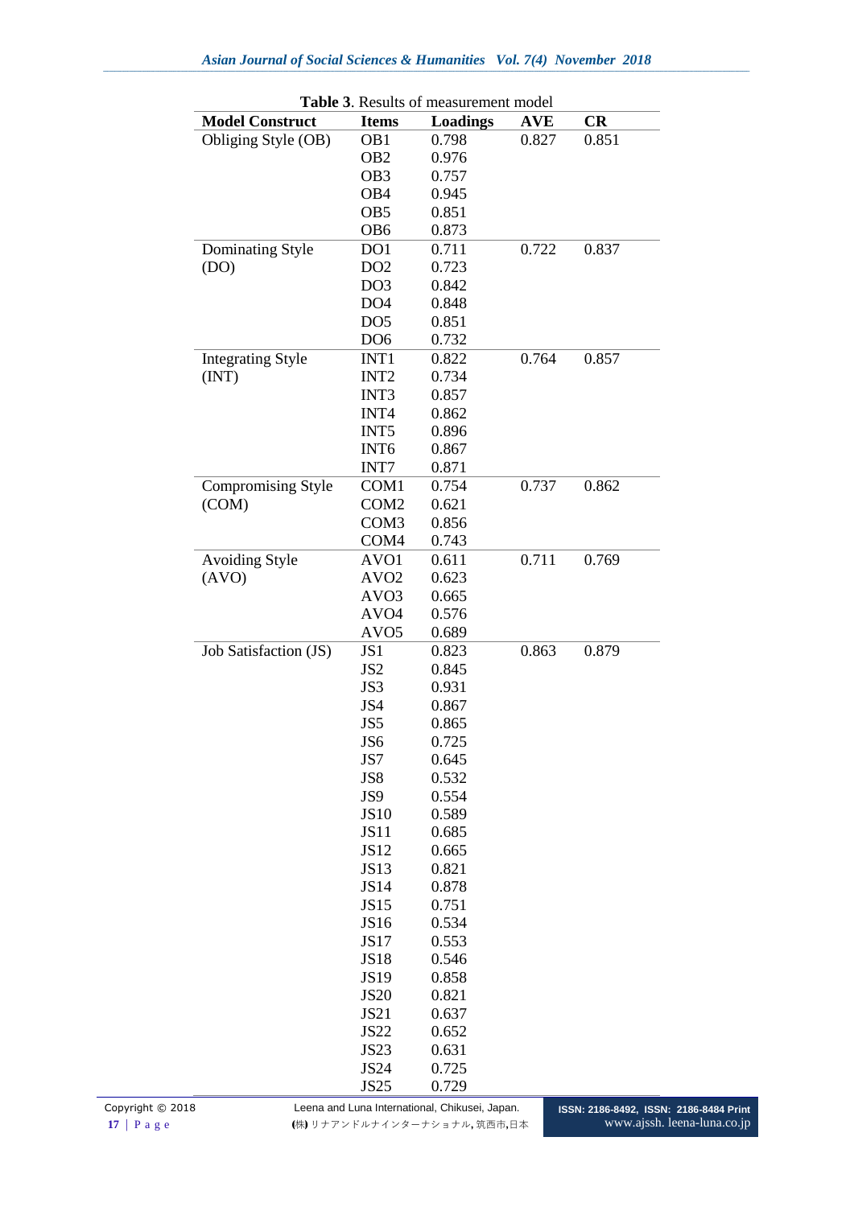**Table 3**. Results of measurement model

| Model Construct | Items | Loadings | AVE | CR |
|---|---|---|---|---|
| Obliging Style (OB) | OB1 | 0.798 | 0.827 | 0.851 |
| | OB2 | 0.976 | | |
| | OB3 | 0.757 | | |
| | OB4 | 0.945 | | |
| | OB5 | 0.851 | | |
| | OB6 | 0.873 | | |
| Dominating Style (DO) | DO1 | 0.711 | 0.722 | 0.837 |
| | DO2 | 0.723 | | |
| | DO3 | 0.842 | | |
| | DO4 | 0.848 | | |
| | DO5 | 0.851 | | |
| | DO6 | 0.732 | | |
| Integrating Style (INT) | INT1 | 0.822 | 0.764 | 0.857 |
| | INT2 | 0.734 | | |
| | INT3 | 0.857 | | |
| | INT4 | 0.862 | | |
| | INT5 | 0.896 | | |
| | INT6 | 0.867 | | |
| | INT7 | 0.871 | | |
| Compromising Style (COM) | COM1 | 0.754 | 0.737 | 0.862 |
| | COM2 | 0.621 | | |
| | COM3 | 0.856 | | |
| | COM4 | 0.743 | | |
| Avoiding Style (AVO) | AVO1 | 0.611 | 0.711 | 0.769 |
| | AVO2 | 0.623 | | |
| | AVO3 | 0.665 | | |
| | AVO4 | 0.576 | | |
| | AVO5 | 0.689 | | |
| Job Satisfaction (JS) | JS1 | 0.823 | 0.863 | 0.879 |
| | JS2 | 0.845 | | |
| | JS3 | 0.931 | | |
| | JS4 | 0.867 | | |
| | JS5 | 0.865 | | |
| | JS6 | 0.725 | | |
| | JS7 | 0.645 | | |
| | JS8 | 0.532 | | |
| | JS9 | 0.554 | | |
| | JS10 | 0.589 | | |
| | JS11 | 0.685 | | |
| | JS12 | 0.665 | | |
| | JS13 | 0.821 | | |
| | JS14 | 0.878 | | |
| | JS15 | 0.751 | | |
| | JS16 | 0.534 | | |
| | JS17 | 0.553 | | |
| | JS18 | 0.546 | | |
| | JS19 | 0.858 | | |
| | JS20 | 0.821 | | |
| | JS21 | 0.637 | | |
| | JS22 | 0.652 | | |
| | JS23 | 0.631 | | |
| | JS24 | 0.725 | | |
| | JS25 | 0.729 | | |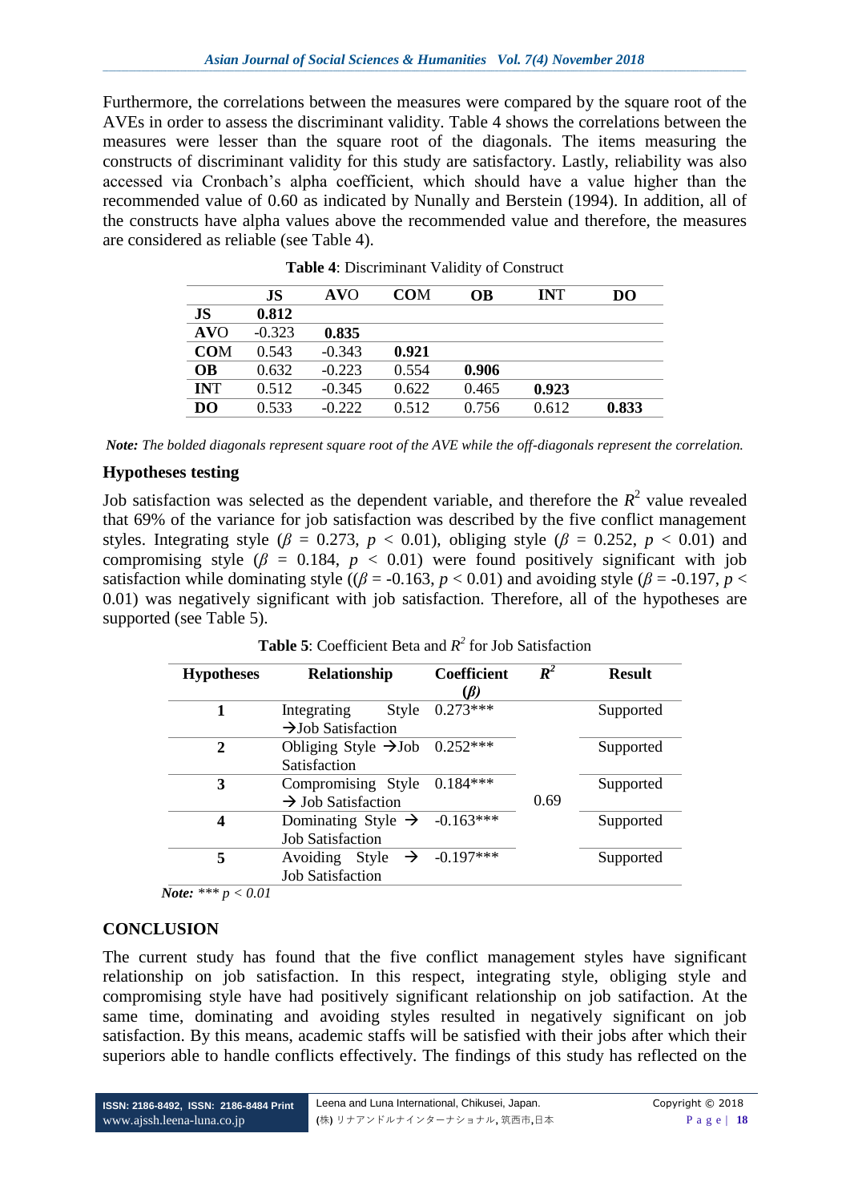Furthermore, the correlations between the measures were compared by the square root of the AVEs in order to assess the discriminant validity. Table 4 shows the correlations between the measures were lesser than the square root of the diagonals. The items measuring the constructs of discriminant validity for this study are satisfactory. Lastly, reliability was also accessed via Cronbach's alpha coefficient, which should have a value higher than the recommended value of 0.60 as indicated by Nunally and Berstein (1994). In addition, all of the constructs have alpha values above the recommended value and therefore, the measures are considered as reliable (see Table 4).

**Table 4**: Discriminant Validity of Construct

| | **JS** | **AVO** | **COM** | **OB** | **INT** | **DO** |
|---|---|---|---|---|---|---|
| **JS** | **0.812** | | | | | |
| **AVO** | -0.323 | **0.835** | | | | |
| **COM** | 0.543 | -0.343 | **0.921** | | | |
| **OB** | 0.632 | -0.223 | 0.554 | **0.906** | | |
| **INT** | 0.512 | -0.345 | 0.622 | 0.465 | **0.923** | |
| **DO** | 0.533 | -0.222 | 0.512 | 0.756 | 0.612 | **0.833** |

***Note:*** *The bolded diagonals represent square root of the AVE while the off-diagonals represent the correlation.*

## Hypotheses testing

Job satisfaction was selected as the dependent variable, and therefore the $R^2$ value revealed that 69% of the variance for job satisfaction was described by the five conflict management styles. Integrating style ($\beta$ = 0.273, $p$ < 0.01), obliging style ($\beta$ = 0.252, $p$ < 0.01) and compromising style ($\beta$ = 0.184, $p$ < 0.01) were found positively significant with job satisfaction while dominating style (($\beta$ = -0.163, $p$ < 0.01) and avoiding style ($\beta$ = -0.197, $p$ < 0.01) was negatively significant with job satisfaction. Therefore, all of the hypotheses are supported (see Table 5).

**Table 5**: Coefficient Beta and $R^2$ for Job Satisfaction

| **Hypotheses** | **Relationship** | **Coefficient ($\beta$)** | **$R^2$** | **Result** |
|---|---|---|---|---|
| **1** | Integrating Style → Job Satisfaction | 0.273*** | 0.69 | Supported |
| **2** | Obliging Style → Job Satisfaction | 0.252*** | | Supported |
| **3** | Compromising Style → Job Satisfaction | 0.184*** | | Supported |
| **4** | Dominating Style → Job Satisfaction | -0.163*** | | Supported |
| **5** | Avoiding Style → Job Satisfaction | -0.197*** | | Supported |

***Note:*** *\*\*\* $p < 0.01$*

## CONCLUSION

The current study has found that the five conflict management styles have significant relationship on job satisfaction. In this respect, integrating style, obliging style and compromising style have had positively significant relationship on job satifaction. At the same time, dominating and avoiding styles resulted in negatively significant on job satisfaction. By this means, academic staffs will be satisfied with their jobs after which their superiors able to handle conflicts effectively. The findings of this study has reflected on the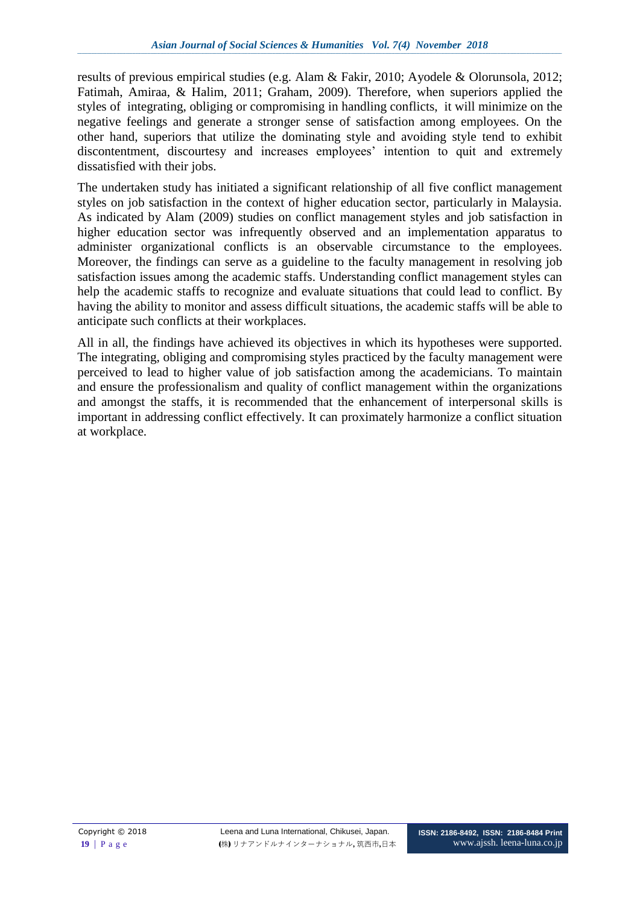results of previous empirical studies (e.g. Alam & Fakir, 2010; Ayodele & Olorunsola, 2012; Fatimah, Amiraa, & Halim, 2011; Graham, 2009). Therefore, when superiors applied the styles of integrating, obliging or compromising in handling conflicts, it will minimize on the negative feelings and generate a stronger sense of satisfaction among employees. On the other hand, superiors that utilize the dominating style and avoiding style tend to exhibit discontentment, discourtesy and increases employees' intention to quit and extremely dissatisfied with their jobs.

The undertaken study has initiated a significant relationship of all five conflict management styles on job satisfaction in the context of higher education sector, particularly in Malaysia. As indicated by Alam (2009) studies on conflict management styles and job satisfaction in higher education sector was infrequently observed and an implementation apparatus to administer organizational conflicts is an observable circumstance to the employees. Moreover, the findings can serve as a guideline to the faculty management in resolving job satisfaction issues among the academic staffs. Understanding conflict management styles can help the academic staffs to recognize and evaluate situations that could lead to conflict. By having the ability to monitor and assess difficult situations, the academic staffs will be able to anticipate such conflicts at their workplaces.

All in all, the findings have achieved its objectives in which its hypotheses were supported. The integrating, obliging and compromising styles practiced by the faculty management were perceived to lead to higher value of job satisfaction among the academicians. To maintain and ensure the professionalism and quality of conflict management within the organizations and amongst the staffs, it is recommended that the enhancement of interpersonal skills is important in addressing conflict effectively. It can proximately harmonize a conflict situation at workplace.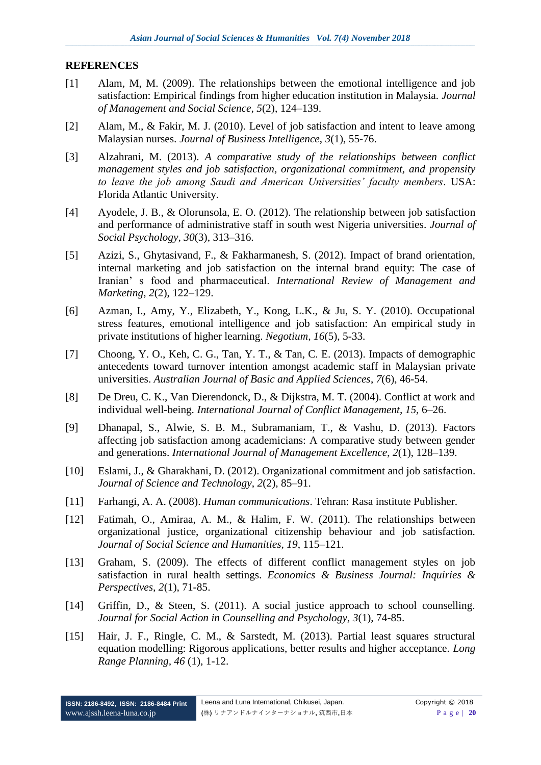## REFERENCES

[1] Alam, M, M. (2009). The relationships between the emotional intelligence and job satisfaction: Empirical findings from higher education institution in Malaysia. *Journal of Management and Social Science, 5*(2), 124–139.

[2] Alam, M., & Fakir, M. J. (2010). Level of job satisfaction and intent to leave among Malaysian nurses. *Journal of Business Intelligence*, *3*(1), 55-76.

[3] Alzahrani, M. (2013). *A comparative study of the relationships between conflict management styles and job satisfaction, organizational commitment, and propensity to leave the job among Saudi and American Universities' faculty members*. USA: Florida Atlantic University.

[4] Ayodele, J. B., & Olorunsola, E. O. (2012). The relationship between job satisfaction and performance of administrative staff in south west Nigeria universities. *Journal of Social Psychology*, *30*(3), 313–316.

[5] Azizi, S., Ghytasivand, F., & Fakharmanesh, S. (2012). Impact of brand orientation, internal marketing and job satisfaction on the internal brand equity: The case of Iranian' s food and pharmaceutical. *International Review of Management and Marketing*, *2*(2), 122–129.

[6] Azman, I., Amy, Y., Elizabeth, Y., Kong, L.K., & Ju, S. Y. (2010). Occupational stress features, emotional intelligence and job satisfaction: An empirical study in private institutions of higher learning. *Negotium, 16*(5), 5-33.

[7] Choong, Y. O., Keh, C. G., Tan, Y. T., & Tan, C. E. (2013). Impacts of demographic antecedents toward turnover intention amongst academic staff in Malaysian private universities. *Australian Journal of Basic and Applied Sciences*, *7*(6), 46-54.

[8] De Dreu, C. K., Van Dierendonck, D., & Dijkstra, M. T. (2004). Conflict at work and individual well-being. *International Journal of Conflict Management*, *15*, 6–26.

[9] Dhanapal, S., Alwie, S. B. M., Subramaniam, T., & Vashu, D. (2013). Factors affecting job satisfaction among academicians: A comparative study between gender and generations. *International Journal of Management Excellence*, *2*(1), 128–139.

[10] Eslami, J., & Gharakhani, D. (2012). Organizational commitment and job satisfaction. *Journal of Science and Technology*, *2*(2), 85–91.

[11] Farhangi, A. A. (2008). *Human communications*. Tehran: Rasa institute Publisher.

[12] Fatimah, O., Amiraa, A. M., & Halim, F. W. (2011). The relationships between organizational justice, organizational citizenship behaviour and job satisfaction. *Journal of Social Science and Humanities*, *19*, 115–121.

[13] Graham, S. (2009). The effects of different conflict management styles on job satisfaction in rural health settings. *Economics & Business Journal: Inquiries & Perspectives*, *2*(1), 71-85.

[14] Griffin, D., & Steen, S. (2011). A social justice approach to school counselling. *Journal for Social Action in Counselling and Psychology*, *3*(1), 74-85.

[15] Hair, J. F., Ringle, C. M., & Sarstedt, M. (2013). Partial least squares structural equation modelling: Rigorous applications, better results and higher acceptance. *Long Range Planning*, *46* (1), 1-12.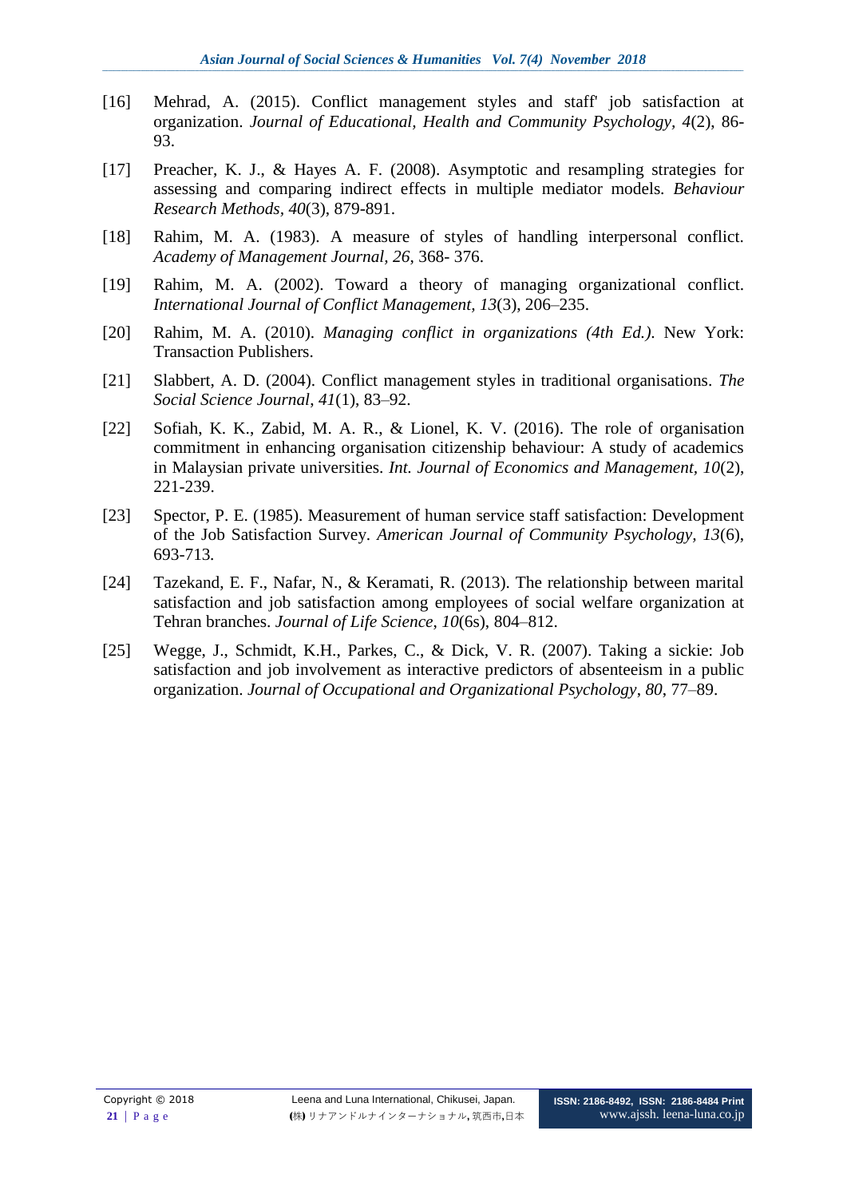[16] Mehrad, A. (2015). Conflict management styles and staff' job satisfaction at organization. *Journal of Educational, Health and Community Psychology*, *4*(2), 86-93.

[17] Preacher, K. J., & Hayes A. F. (2008). Asymptotic and resampling strategies for assessing and comparing indirect effects in multiple mediator models. *Behaviour Research Methods*, *40*(3), 879-891.

[18] Rahim, M. A. (1983). A measure of styles of handling interpersonal conflict. *Academy of Management Journal, 26*, 368- 376.

[19] Rahim, M. A. (2002). Toward a theory of managing organizational conflict. *International Journal of Conflict Management, 13*(3), 206–235.

[20] Rahim, M. A. (2010). *Managing conflict in organizations (4th Ed.)*. New York: Transaction Publishers.

[21] Slabbert, A. D. (2004). Conflict management styles in traditional organisations. *The Social Science Journal*, *41*(1), 83–92.

[22] Sofiah, K. K., Zabid, M. A. R., & Lionel, K. V. (2016). The role of organisation commitment in enhancing organisation citizenship behaviour: A study of academics in Malaysian private universities. *Int. Journal of Economics and Management, 10*(2), 221-239.

[23] Spector, P. E. (1985). Measurement of human service staff satisfaction: Development of the Job Satisfaction Survey. *American Journal of Community Psychology, 13*(6), 693-713.

[24] Tazekand, E. F., Nafar, N., & Keramati, R. (2013). The relationship between marital satisfaction and job satisfaction among employees of social welfare organization at Tehran branches. *Journal of Life Science*, *10*(6s), 804–812.

[25] Wegge, J., Schmidt, K.H., Parkes, C., & Dick, V. R. (2007). Taking a sickie: Job satisfaction and job involvement as interactive predictors of absenteeism in a public organization. *Journal of Occupational and Organizational Psychology*, *80*, 77–89.